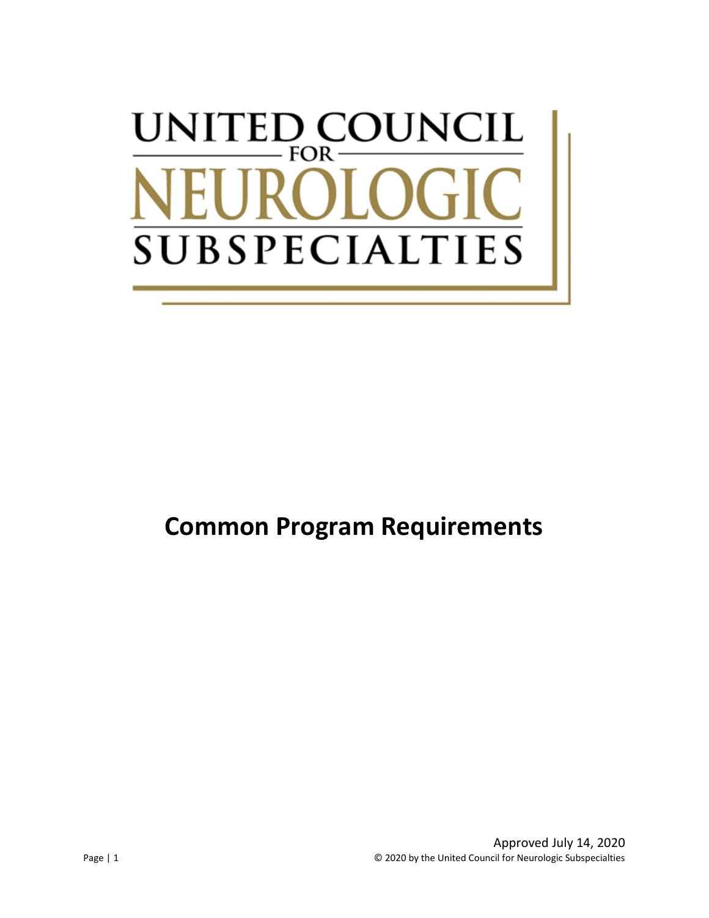UNITED COUNCIL FOR NEUROLOGIC SUBSPECIALTIES

# Common Program Requirements

Approved July 14, 2020

© 2020 by the United Council for Neurologic Subspecialties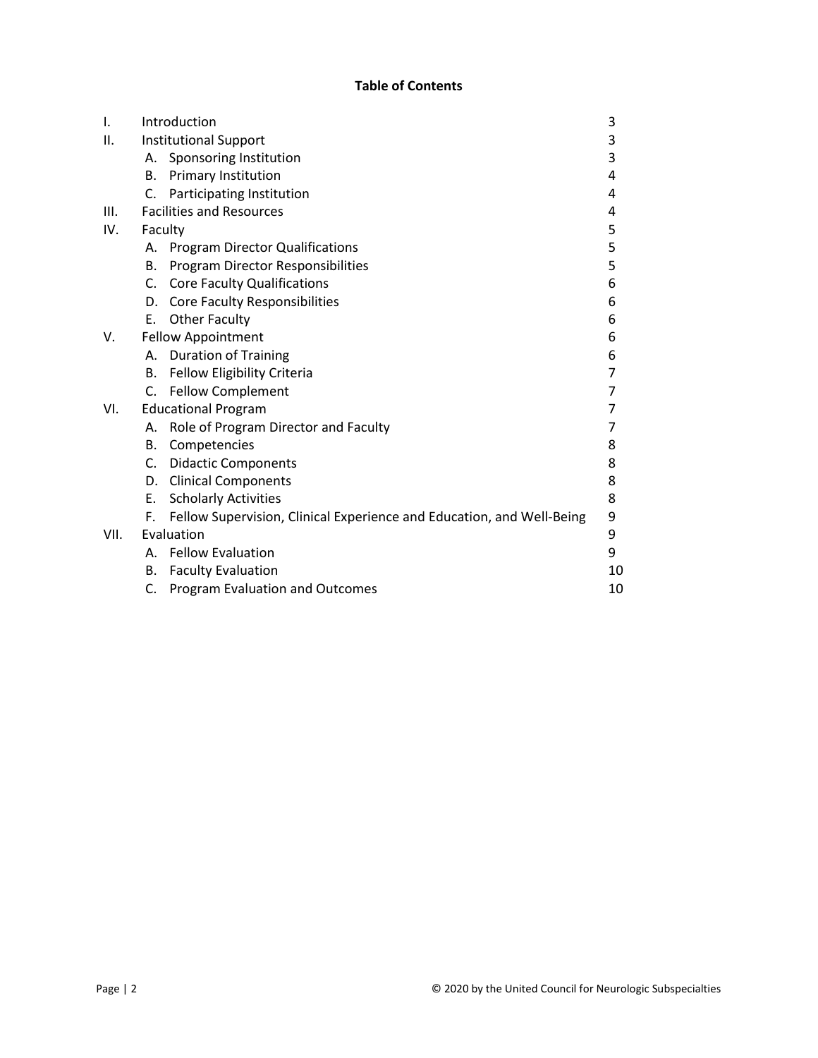**Table of Contents**

| | | Page |
|---|---|---|
| I. | Introduction | 3 |
| II. | Institutional Support | 3 |
| | A. Sponsoring Institution | 3 |
| | B. Primary Institution | 4 |
| | C. Participating Institution | 4 |
| III. | Facilities and Resources | 4 |
| IV. | Faculty | 5 |
| | A. Program Director Qualifications | 5 |
| | B. Program Director Responsibilities | 5 |
| | C. Core Faculty Qualifications | 6 |
| | D. Core Faculty Responsibilities | 6 |
| | E. Other Faculty | 6 |
| V. | Fellow Appointment | 6 |
| | A. Duration of Training | 6 |
| | B. Fellow Eligibility Criteria | 7 |
| | C. Fellow Complement | 7 |
| VI. | Educational Program | 7 |
| | A. Role of Program Director and Faculty | 7 |
| | B. Competencies | 8 |
| | C. Didactic Components | 8 |
| | D. Clinical Components | 8 |
| | E. Scholarly Activities | 8 |
| | F. Fellow Supervision, Clinical Experience and Education, and Well-Being | 9 |
| VII. | Evaluation | 9 |
| | A. Fellow Evaluation | 9 |
| | B. Faculty Evaluation | 10 |
| | C. Program Evaluation and Outcomes | 10 |

© 2020 by the United Council for Neurologic Subspecialties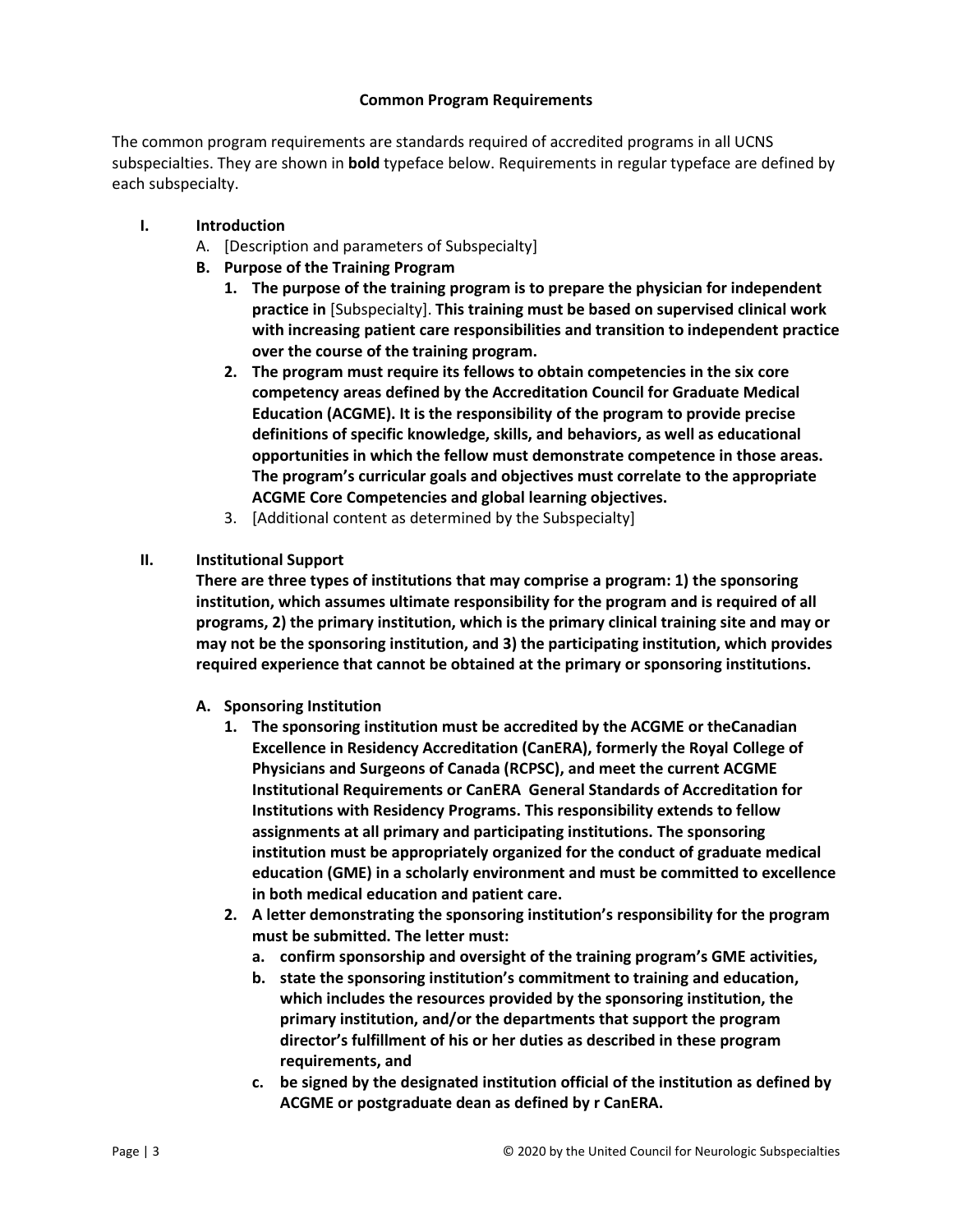**Common Program Requirements**

The common program requirements are standards required of accredited programs in all UCNS subspecialties. They are shown in **bold** typeface below. Requirements in regular typeface are defined by each subspecialty.

**I. Introduction**

A. [Description and parameters of Subspecialty]

**B. Purpose of the Training Program**

1. **The purpose of the training program is to prepare the physician for independent practice in** [Subspecialty]. **This training must be based on supervised clinical work with increasing patient care responsibilities and transition to independent practice over the course of the training program.**
2. **The program must require its fellows to obtain competencies in the six core competency areas defined by the Accreditation Council for Graduate Medical Education (ACGME). It is the responsibility of the program to provide precise definitions of specific knowledge, skills, and behaviors, as well as educational opportunities in which the fellow must demonstrate competence in those areas. The program's curricular goals and objectives must correlate to the appropriate ACGME Core Competencies and global learning objectives.**
3. [Additional content as determined by the Subspecialty]

**II. Institutional Support**

**There are three types of institutions that may comprise a program: 1) the sponsoring institution, which assumes ultimate responsibility for the program and is required of all programs, 2) the primary institution, which is the primary clinical training site and may or may not be the sponsoring institution, and 3) the participating institution, which provides required experience that cannot be obtained at the primary or sponsoring institutions.**

**A. Sponsoring Institution**

1. **The sponsoring institution must be accredited by the ACGME or theCanadian Excellence in Residency Accreditation (CanERA), formerly the Royal College of Physicians and Surgeons of Canada (RCPSC), and meet the current ACGME Institutional Requirements or CanERA General Standards of Accreditation for Institutions with Residency Programs. This responsibility extends to fellow assignments at all primary and participating institutions. The sponsoring institution must be appropriately organized for the conduct of graduate medical education (GME) in a scholarly environment and must be committed to excellence in both medical education and patient care.**
2. **A letter demonstrating the sponsoring institution's responsibility for the program must be submitted. The letter must:**
   a. **confirm sponsorship and oversight of the training program's GME activities,**
   b. **state the sponsoring institution's commitment to training and education, which includes the resources provided by the sponsoring institution, the primary institution, and/or the departments that support the program director's fulfillment of his or her duties as described in these program requirements, and**
   c. **be signed by the designated institution official of the institution as defined by ACGME or postgraduate dean as defined by r CanERA.**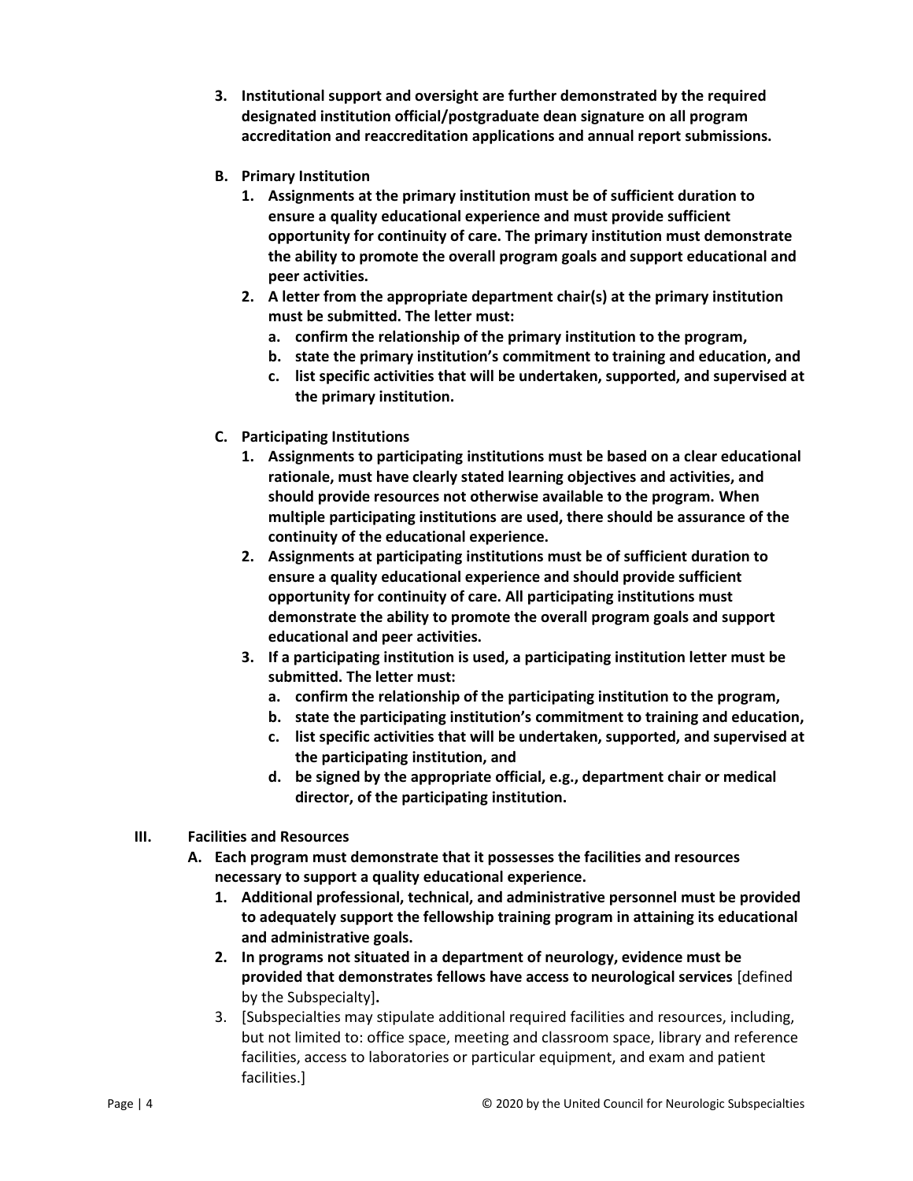3. **Institutional support and oversight are further demonstrated by the required designated institution official/postgraduate dean signature on all program accreditation and reaccreditation applications and annual report submissions.**

**B. Primary Institution**

1. **Assignments at the primary institution must be of sufficient duration to ensure a quality educational experience and must provide sufficient opportunity for continuity of care. The primary institution must demonstrate the ability to promote the overall program goals and support educational and peer activities.**
2. **A letter from the appropriate department chair(s) at the primary institution must be submitted. The letter must:**
   a. **confirm the relationship of the primary institution to the program,**
   b. **state the primary institution's commitment to training and education, and**
   c. **list specific activities that will be undertaken, supported, and supervised at the primary institution.**

**C. Participating Institutions**

1. **Assignments to participating institutions must be based on a clear educational rationale, must have clearly stated learning objectives and activities, and should provide resources not otherwise available to the program. When multiple participating institutions are used, there should be assurance of the continuity of the educational experience.**
2. **Assignments at participating institutions must be of sufficient duration to ensure a quality educational experience and should provide sufficient opportunity for continuity of care. All participating institutions must demonstrate the ability to promote the overall program goals and support educational and peer activities.**
3. **If a participating institution is used, a participating institution letter must be submitted. The letter must:**
   a. **confirm the relationship of the participating institution to the program,**
   b. **state the participating institution's commitment to training and education,**
   c. **list specific activities that will be undertaken, supported, and supervised at the participating institution, and**
   d. **be signed by the appropriate official, e.g., department chair or medical director, of the participating institution.**

## III. Facilities and Resources

**A. Each program must demonstrate that it possesses the facilities and resources necessary to support a quality educational experience.**

1. **Additional professional, technical, and administrative personnel must be provided to adequately support the fellowship training program in attaining its educational and administrative goals.**
2. **In programs not situated in a department of neurology, evidence must be provided that demonstrates fellows have access to neurological services** [defined by the Subspecialty]**.**
3. [Subspecialties may stipulate additional required facilities and resources, including, but not limited to: office space, meeting and classroom space, library and reference facilities, access to laboratories or particular equipment, and exam and patient facilities.]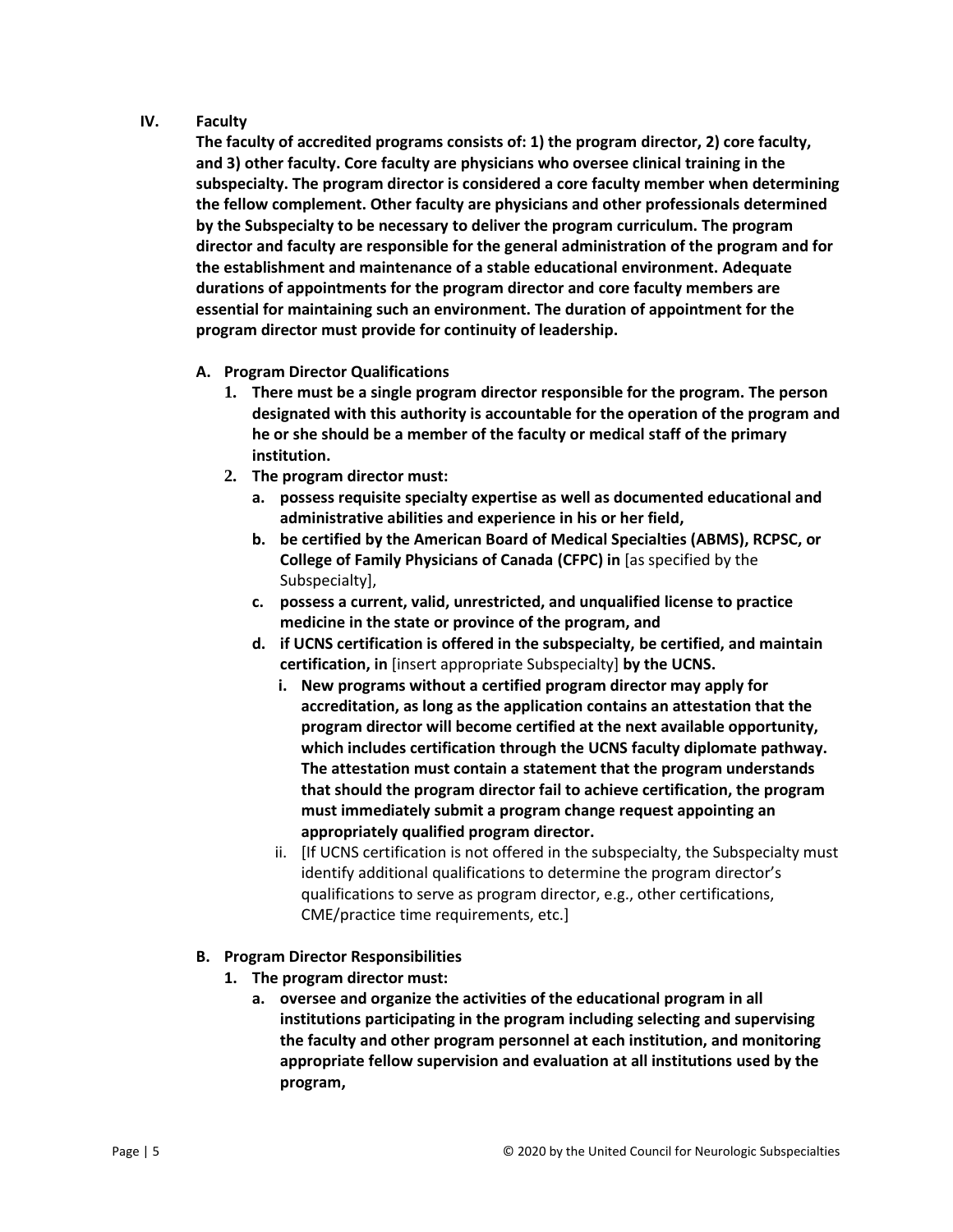## IV. Faculty

**The faculty of accredited programs consists of: 1) the program director, 2) core faculty, and 3) other faculty. Core faculty are physicians who oversee clinical training in the subspecialty. The program director is considered a core faculty member when determining the fellow complement. Other faculty are physicians and other professionals determined by the Subspecialty to be necessary to deliver the program curriculum. The program director and faculty are responsible for the general administration of the program and for the establishment and maintenance of a stable educational environment. Adequate durations of appointments for the program director and core faculty members are essential for maintaining such an environment. The duration of appointment for the program director must provide for continuity of leadership.**

### A. Program Director Qualifications

1. **There must be a single program director responsible for the program. The person designated with this authority is accountable for the operation of the program and he or she should be a member of the faculty or medical staff of the primary institution.**
2. **The program director must:**
   a. **possess requisite specialty expertise as well as documented educational and administrative abilities and experience in his or her field,**
   b. **be certified by the American Board of Medical Specialties (ABMS), RCPSC, or College of Family Physicians of Canada (CFPC) in** [as specified by the Subspecialty],
   c. **possess a current, valid, unrestricted, and unqualified license to practice medicine in the state or province of the program, and**
   d. **if UCNS certification is offered in the subspecialty, be certified, and maintain certification, in** [insert appropriate Subspecialty] **by the UCNS.**
      i. **New programs without a certified program director may apply for accreditation, as long as the application contains an attestation that the program director will become certified at the next available opportunity, which includes certification through the UCNS faculty diplomate pathway. The attestation must contain a statement that the program understands that should the program director fail to achieve certification, the program must immediately submit a program change request appointing an appropriately qualified program director.**
      ii. [If UCNS certification is not offered in the subspecialty, the Subspecialty must identify additional qualifications to determine the program director's qualifications to serve as program director, e.g., other certifications, CME/practice time requirements, etc.]

### B. Program Director Responsibilities

1. **The program director must:**
   a. **oversee and organize the activities of the educational program in all institutions participating in the program including selecting and supervising the faculty and other program personnel at each institution, and monitoring appropriate fellow supervision and evaluation at all institutions used by the program,**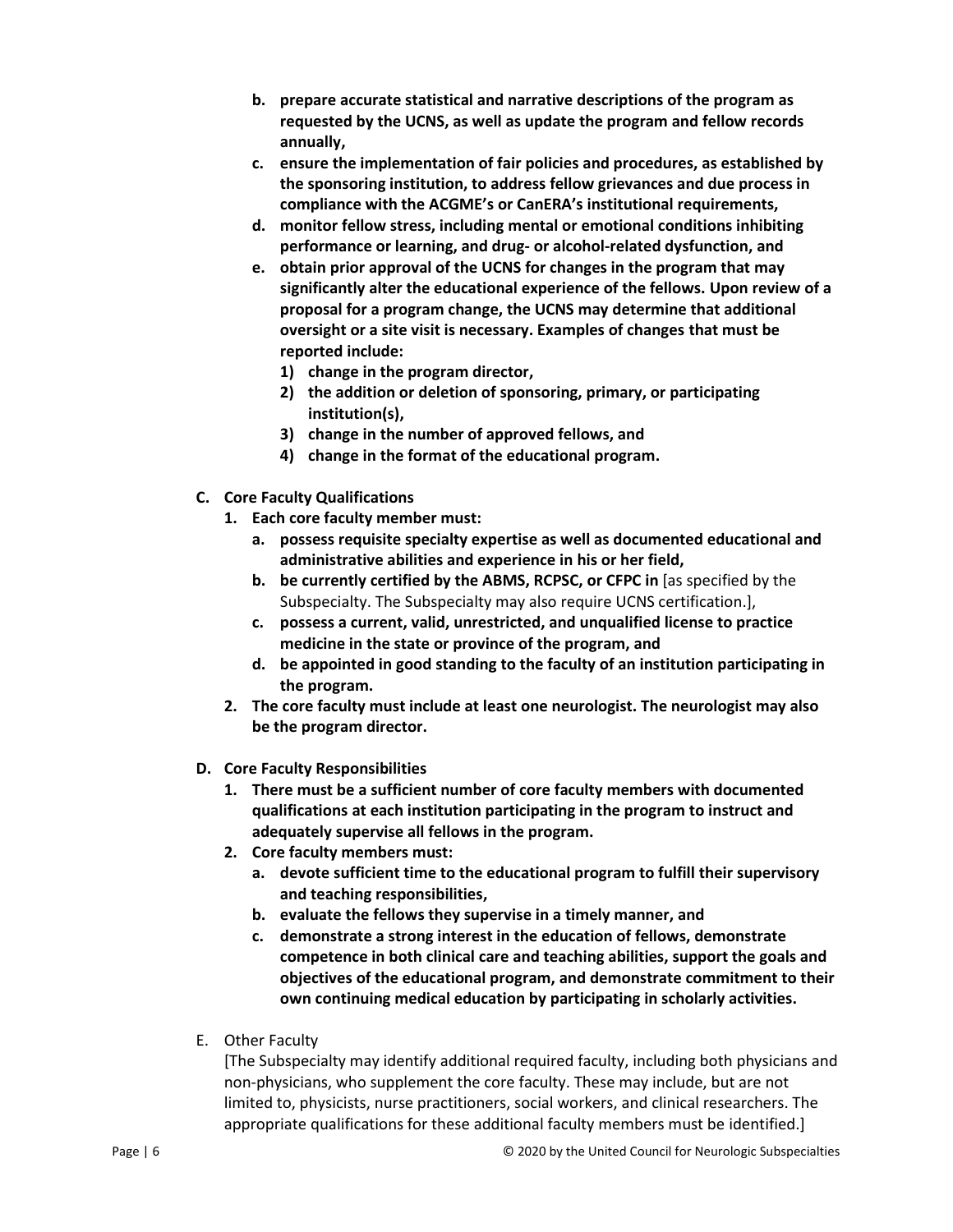- **b. prepare accurate statistical and narrative descriptions of the program as requested by the UCNS, as well as update the program and fellow records annually,**
   - **c. ensure the implementation of fair policies and procedures, as established by the sponsoring institution, to address fellow grievances and due process in compliance with the ACGME's or CanERA's institutional requirements,**
   - **d. monitor fellow stress, including mental or emotional conditions inhibiting performance or learning, and drug- or alcohol-related dysfunction, and**
   - **e. obtain prior approval of the UCNS for changes in the program that may significantly alter the educational experience of the fellows. Upon review of a proposal for a program change, the UCNS may determine that additional oversight or a site visit is necessary. Examples of changes that must be reported include:**
     - **1) change in the program director,**
     - **2) the addition or deletion of sponsoring, primary, or participating institution(s),**
     - **3) change in the number of approved fellows, and**
     - **4) change in the format of the educational program.**

**C. Core Faculty Qualifications**

1. **Each core faculty member must:**
   - **a. possess requisite specialty expertise as well as documented educational and administrative abilities and experience in his or her field,**
   - **b. be currently certified by the ABMS, RCPSC, or CFPC in** [as specified by the Subspecialty. The Subspecialty may also require UCNS certification.],
   - **c. possess a current, valid, unrestricted, and unqualified license to practice medicine in the state or province of the program, and**
   - **d. be appointed in good standing to the faculty of an institution participating in the program.**
2. **The core faculty must include at least one neurologist. The neurologist may also be the program director.**

**D. Core Faculty Responsibilities**

1. **There must be a sufficient number of core faculty members with documented qualifications at each institution participating in the program to instruct and adequately supervise all fellows in the program.**
2. **Core faculty members must:**
   - **a. devote sufficient time to the educational program to fulfill their supervisory and teaching responsibilities,**
   - **b. evaluate the fellows they supervise in a timely manner, and**
   - **c. demonstrate a strong interest in the education of fellows, demonstrate competence in both clinical care and teaching abilities, support the goals and objectives of the educational program, and demonstrate commitment to their own continuing medical education by participating in scholarly activities.**

E. Other Faculty

[The Subspecialty may identify additional required faculty, including both physicians and non-physicians, who supplement the core faculty. These may include, but are not limited to, physicists, nurse practitioners, social workers, and clinical researchers. The appropriate qualifications for these additional faculty members must be identified.]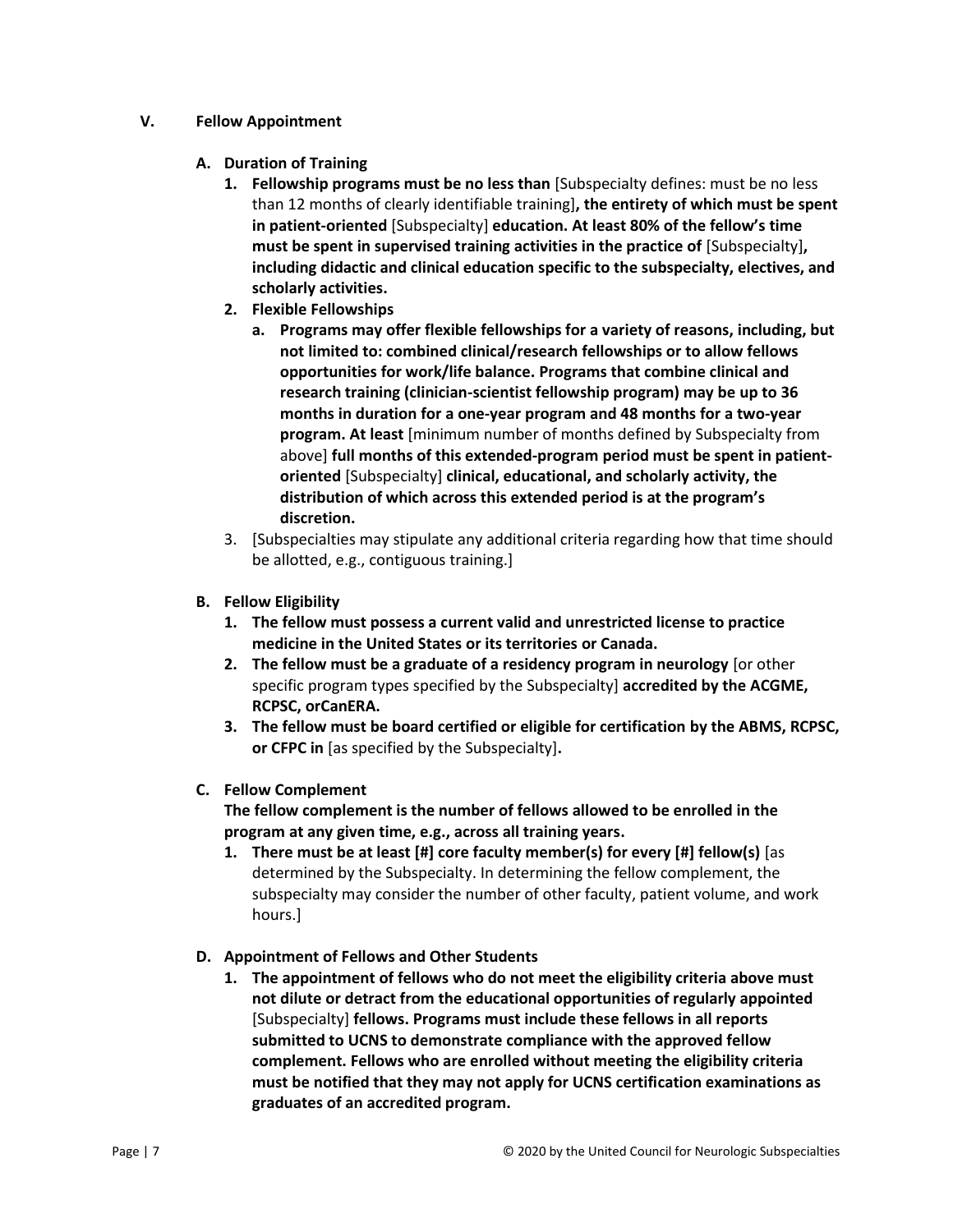## V. Fellow Appointment

### A. Duration of Training

1. **Fellowship programs must be no less than** [Subspecialty defines: must be no less than 12 months of clearly identifiable training]**, the entirety of which must be spent in patient-oriented** [Subspecialty] **education. At least 80% of the fellow's time must be spent in supervised training activities in the practice of** [Subspecialty]**, including didactic and clinical education specific to the subspecialty, electives, and scholarly activities.**
2. **Flexible Fellowships**
   a. **Programs may offer flexible fellowships for a variety of reasons, including, but not limited to: combined clinical/research fellowships or to allow fellows opportunities for work/life balance. Programs that combine clinical and research training (clinician-scientist fellowship program) may be up to 36 months in duration for a one-year program and 48 months for a two-year program. At least** [minimum number of months defined by Subspecialty from above] **full months of this extended-program period must be spent in patient-oriented** [Subspecialty] **clinical, educational, and scholarly activity, the distribution of which across this extended period is at the program's discretion.**
3. [Subspecialties may stipulate any additional criteria regarding how that time should be allotted, e.g., contiguous training.]

### B. Fellow Eligibility

1. **The fellow must possess a current valid and unrestricted license to practice medicine in the United States or its territories or Canada.**
2. **The fellow must be a graduate of a residency program in neurology** [or other specific program types specified by the Subspecialty] **accredited by the ACGME, RCPSC, orCanERA.**
3. **The fellow must be board certified or eligible for certification by the ABMS, RCPSC, or CFPC in** [as specified by the Subspecialty]**.**

### C. Fellow Complement

**The fellow complement is the number of fellows allowed to be enrolled in the program at any given time, e.g., across all training years.**

1. **There must be at least [#] core faculty member(s) for every [#] fellow(s)** [as determined by the Subspecialty. In determining the fellow complement, the subspecialty may consider the number of other faculty, patient volume, and work hours.]

### D. Appointment of Fellows and Other Students

1. **The appointment of fellows who do not meet the eligibility criteria above must not dilute or detract from the educational opportunities of regularly appointed** [Subspecialty] **fellows. Programs must include these fellows in all reports submitted to UCNS to demonstrate compliance with the approved fellow complement. Fellows who are enrolled without meeting the eligibility criteria must be notified that they may not apply for UCNS certification examinations as graduates of an accredited program.**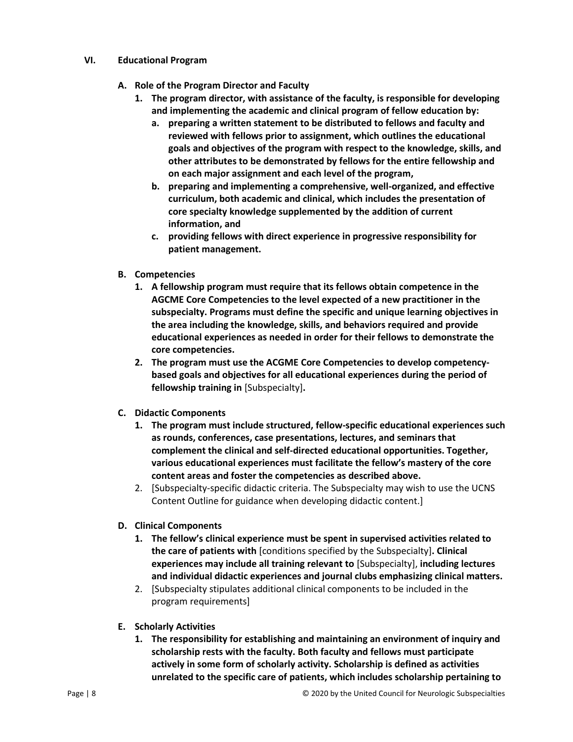## VI. Educational Program

### A. Role of the Program Director and Faculty

1. **The program director, with assistance of the faculty, is responsible for developing and implementing the academic and clinical program of fellow education by:**
   a. **preparing a written statement to be distributed to fellows and faculty and reviewed with fellows prior to assignment, which outlines the educational goals and objectives of the program with respect to the knowledge, skills, and other attributes to be demonstrated by fellows for the entire fellowship and on each major assignment and each level of the program,**
   b. **preparing and implementing a comprehensive, well-organized, and effective curriculum, both academic and clinical, which includes the presentation of core specialty knowledge supplemented by the addition of current information, and**
   c. **providing fellows with direct experience in progressive responsibility for patient management.**

### B. Competencies

1. **A fellowship program must require that its fellows obtain competence in the AGCME Core Competencies to the level expected of a new practitioner in the subspecialty. Programs must define the specific and unique learning objectives in the area including the knowledge, skills, and behaviors required and provide educational experiences as needed in order for their fellows to demonstrate the core competencies.**
2. **The program must use the ACGME Core Competencies to develop competency-based goals and objectives for all educational experiences during the period of fellowship training in** [Subspecialty]**.**

### C. Didactic Components

1. **The program must include structured, fellow-specific educational experiences such as rounds, conferences, case presentations, lectures, and seminars that complement the clinical and self-directed educational opportunities. Together, various educational experiences must facilitate the fellow's mastery of the core content areas and foster the competencies as described above.**
2. [Subspecialty-specific didactic criteria. The Subspecialty may wish to use the UCNS Content Outline for guidance when developing didactic content.]

### D. Clinical Components

1. **The fellow's clinical experience must be spent in supervised activities related to the care of patients with** [conditions specified by the Subspecialty]**. Clinical experiences may include all training relevant to** [Subspecialty], **including lectures and individual didactic experiences and journal clubs emphasizing clinical matters.**
2. [Subspecialty stipulates additional clinical components to be included in the program requirements]

### E. Scholarly Activities

1. **The responsibility for establishing and maintaining an environment of inquiry and scholarship rests with the faculty. Both faculty and fellows must participate actively in some form of scholarly activity. Scholarship is defined as activities unrelated to the specific care of patients, which includes scholarship pertaining to**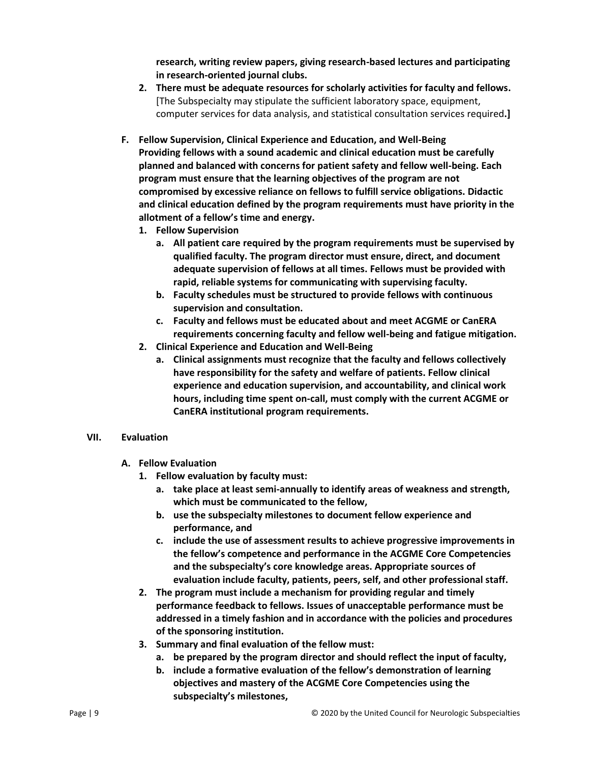**research, writing review papers, giving research-based lectures and participating in research-oriented journal clubs.**

2. **There must be adequate resources for scholarly activities for faculty and fellows.** [The Subspecialty may stipulate the sufficient laboratory space, equipment, computer services for data analysis, and statistical consultation services required.**]**

**F. Fellow Supervision, Clinical Experience and Education, and Well-Being**
**Providing fellows with a sound academic and clinical education must be carefully planned and balanced with concerns for patient safety and fellow well-being. Each program must ensure that the learning objectives of the program are not compromised by excessive reliance on fellows to fulfill service obligations. Didactic and clinical education defined by the program requirements must have priority in the allotment of a fellow's time and energy.**

1. **Fellow Supervision**
   a. **All patient care required by the program requirements must be supervised by qualified faculty. The program director must ensure, direct, and document adequate supervision of fellows at all times. Fellows must be provided with rapid, reliable systems for communicating with supervising faculty.**
   b. **Faculty schedules must be structured to provide fellows with continuous supervision and consultation.**
   c. **Faculty and fellows must be educated about and meet ACGME or CanERA requirements concerning faculty and fellow well-being and fatigue mitigation.**
2. **Clinical Experience and Education and Well-Being**
   a. **Clinical assignments must recognize that the faculty and fellows collectively have responsibility for the safety and welfare of patients. Fellow clinical experience and education supervision, and accountability, and clinical work hours, including time spent on-call, must comply with the current ACGME or CanERA institutional program requirements.**

## VII. Evaluation

**A. Fellow Evaluation**

1. **Fellow evaluation by faculty must:**
   a. **take place at least semi-annually to identify areas of weakness and strength, which must be communicated to the fellow,**
   b. **use the subspecialty milestones to document fellow experience and performance, and**
   c. **include the use of assessment results to achieve progressive improvements in the fellow's competence and performance in the ACGME Core Competencies and the subspecialty's core knowledge areas. Appropriate sources of evaluation include faculty, patients, peers, self, and other professional staff.**
2. **The program must include a mechanism for providing regular and timely performance feedback to fellows. Issues of unacceptable performance must be addressed in a timely fashion and in accordance with the policies and procedures of the sponsoring institution.**
3. **Summary and final evaluation of the fellow must:**
   a. **be prepared by the program director and should reflect the input of faculty,**
   b. **include a formative evaluation of the fellow's demonstration of learning objectives and mastery of the ACGME Core Competencies using the subspecialty's milestones,**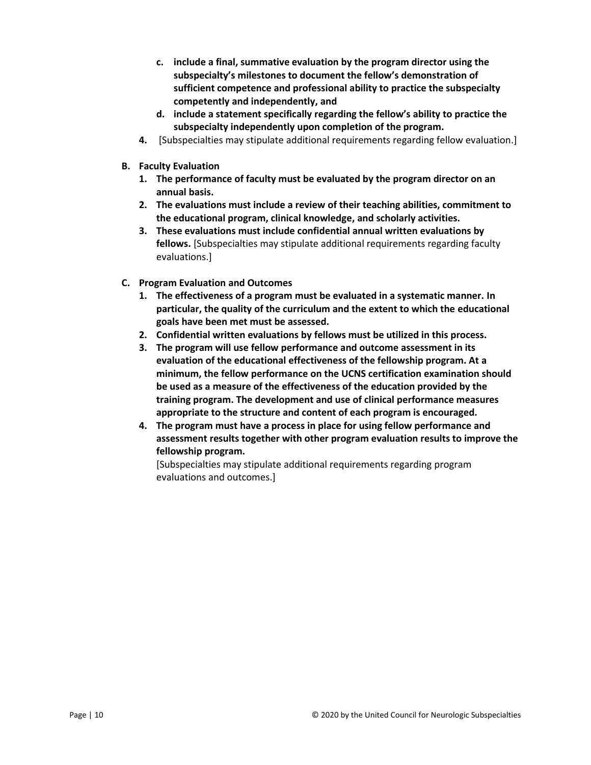c. **include a final, summative evaluation by the program director using the subspecialty's milestones to document the fellow's demonstration of sufficient competence and professional ability to practice the subspecialty competently and independently, and**
d. **include a statement specifically regarding the fellow's ability to practice the subspecialty independently upon completion of the program.**

4. [Subspecialties may stipulate additional requirements regarding fellow evaluation.]

**B. Faculty Evaluation**

1. **The performance of faculty must be evaluated by the program director on an annual basis.**
2. **The evaluations must include a review of their teaching abilities, commitment to the educational program, clinical knowledge, and scholarly activities.**
3. **These evaluations must include confidential annual written evaluations by fellows.** [Subspecialties may stipulate additional requirements regarding faculty evaluations.]

**C. Program Evaluation and Outcomes**

1. **The effectiveness of a program must be evaluated in a systematic manner. In particular, the quality of the curriculum and the extent to which the educational goals have been met must be assessed.**
2. **Confidential written evaluations by fellows must be utilized in this process.**
3. **The program will use fellow performance and outcome assessment in its evaluation of the educational effectiveness of the fellowship program. At a minimum, the fellow performance on the UCNS certification examination should be used as a measure of the effectiveness of the education provided by the training program. The development and use of clinical performance measures appropriate to the structure and content of each program is encouraged.**
4. **The program must have a process in place for using fellow performance and assessment results together with other program evaluation results to improve the fellowship program.**
   [Subspecialties may stipulate additional requirements regarding program evaluations and outcomes.]